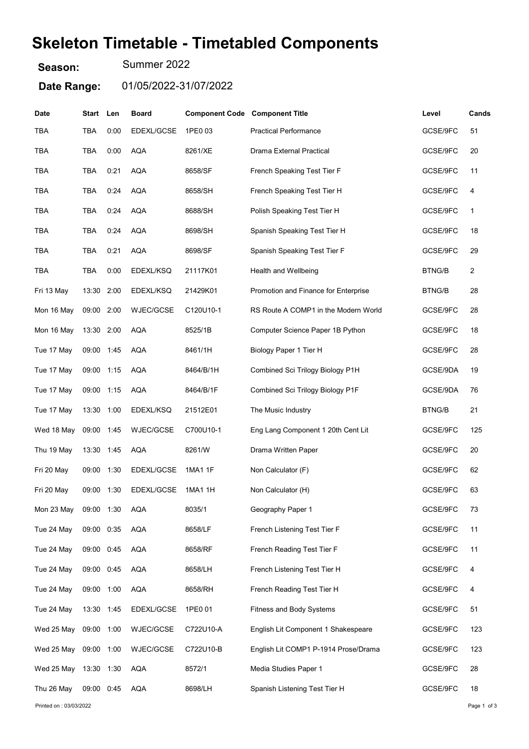# Skeleton Timetable - Timetabled Components

**Season:** Summer 2022

**Date Range:** 01/05/2022-31/07/2022

| Date | Start | Len | Board | Component Code | Component Title | Level | Cands |
|---|---|---|---|---|---|---|---|
| TBA | TBA | 0:00 | EDEXL/GCSE | 1PE0 03 | Practical Performance | GCSE/9FC | 51 |
| TBA | TBA | 0:00 | AQA | 8261/XE | Drama External Practical | GCSE/9FC | 20 |
| TBA | TBA | 0:21 | AQA | 8658/SF | French Speaking Test Tier F | GCSE/9FC | 11 |
| TBA | TBA | 0:24 | AQA | 8658/SH | French Speaking Test Tier H | GCSE/9FC | 4 |
| TBA | TBA | 0:24 | AQA | 8688/SH | Polish Speaking Test Tier H | GCSE/9FC | 1 |
| TBA | TBA | 0:24 | AQA | 8698/SH | Spanish Speaking Test Tier H | GCSE/9FC | 18 |
| TBA | TBA | 0:21 | AQA | 8698/SF | Spanish Speaking Test Tier F | GCSE/9FC | 29 |
| TBA | TBA | 0:00 | EDEXL/KSQ | 21117K01 | Health and Wellbeing | BTNG/B | 2 |
| Fri 13 May | 13:30 | 2:00 | EDEXL/KSQ | 21429K01 | Promotion and Finance for Enterprise | BTNG/B | 28 |
| Mon 16 May | 09:00 | 2:00 | WJEC/GCSE | C120U10-1 | RS Route A COMP1 in the Modern World | GCSE/9FC | 28 |
| Mon 16 May | 13:30 | 2:00 | AQA | 8525/1B | Computer Science Paper 1B Python | GCSE/9FC | 18 |
| Tue 17 May | 09:00 | 1:45 | AQA | 8461/1H | Biology Paper 1 Tier H | GCSE/9FC | 28 |
| Tue 17 May | 09:00 | 1:15 | AQA | 8464/B/1H | Combined Sci Trilogy Biology P1H | GCSE/9DA | 19 |
| Tue 17 May | 09:00 | 1:15 | AQA | 8464/B/1F | Combined Sci Trilogy Biology P1F | GCSE/9DA | 76 |
| Tue 17 May | 13:30 | 1:00 | EDEXL/KSQ | 21512E01 | The Music Industry | BTNG/B | 21 |
| Wed 18 May | 09:00 | 1:45 | WJEC/GCSE | C700U10-1 | Eng Lang Component 1 20th Cent Lit | GCSE/9FC | 125 |
| Thu 19 May | 13:30 | 1:45 | AQA | 8261/W | Drama Written Paper | GCSE/9FC | 20 |
| Fri 20 May | 09:00 | 1:30 | EDEXL/GCSE | 1MA1 1F | Non Calculator (F) | GCSE/9FC | 62 |
| Fri 20 May | 09:00 | 1:30 | EDEXL/GCSE | 1MA1 1H | Non Calculator (H) | GCSE/9FC | 63 |
| Mon 23 May | 09:00 | 1:30 | AQA | 8035/1 | Geography Paper 1 | GCSE/9FC | 73 |
| Tue 24 May | 09:00 | 0:35 | AQA | 8658/LF | French Listening Test Tier F | GCSE/9FC | 11 |
| Tue 24 May | 09:00 | 0:45 | AQA | 8658/RF | French Reading Test Tier F | GCSE/9FC | 11 |
| Tue 24 May | 09:00 | 0:45 | AQA | 8658/LH | French Listening Test Tier H | GCSE/9FC | 4 |
| Tue 24 May | 09:00 | 1:00 | AQA | 8658/RH | French Reading Test Tier H | GCSE/9FC | 4 |
| Tue 24 May | 13:30 | 1:45 | EDEXL/GCSE | 1PE0 01 | Fitness and Body Systems | GCSE/9FC | 51 |
| Wed 25 May | 09:00 | 1:00 | WJEC/GCSE | C722U10-A | English Lit Component 1 Shakespeare | GCSE/9FC | 123 |
| Wed 25 May | 09:00 | 1:00 | WJEC/GCSE | C722U10-B | English Lit COMP1 P-1914 Prose/Drama | GCSE/9FC | 123 |
| Wed 25 May | 13:30 | 1:30 | AQA | 8572/1 | Media Studies Paper 1 | GCSE/9FC | 28 |
| Thu 26 May | 09:00 | 0:45 | AQA | 8698/LH | Spanish Listening Test Tier H | GCSE/9FC | 18 |

Printed on : 03/03/2022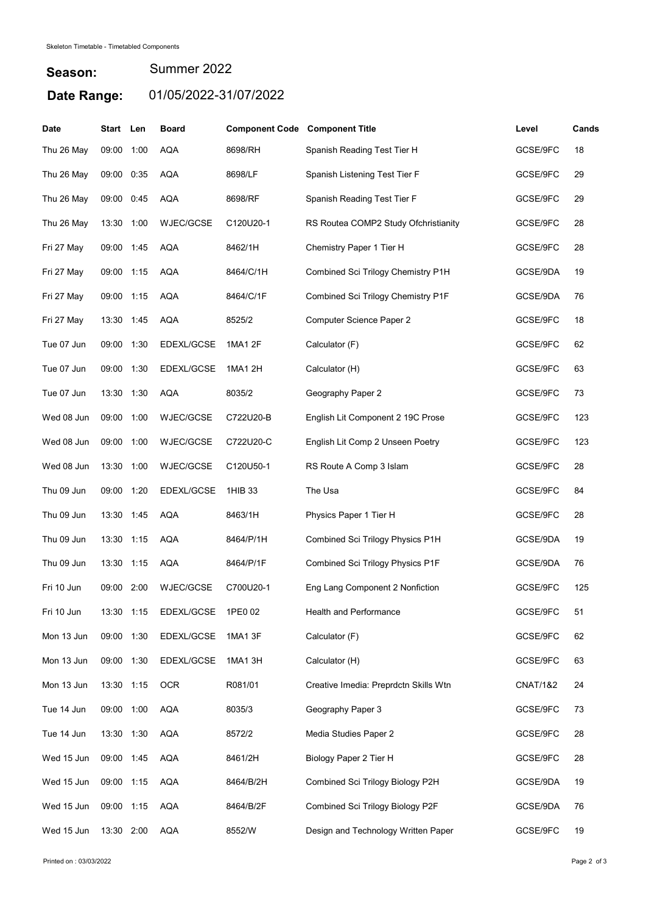Skeleton Timetable - Timetabled Components

**Season:** Summer 2022

**Date Range:** 01/05/2022-31/07/2022

| Date | Start | Len | Board | Component Code | Component Title | Level | Cands |
|---|---|---|---|---|---|---|---|
| Thu 26 May | 09:00 | 1:00 | AQA | 8698/RH | Spanish Reading Test Tier H | GCSE/9FC | 18 |
| Thu 26 May | 09:00 | 0:35 | AQA | 8698/LF | Spanish Listening Test Tier F | GCSE/9FC | 29 |
| Thu 26 May | 09:00 | 0:45 | AQA | 8698/RF | Spanish Reading Test Tier F | GCSE/9FC | 29 |
| Thu 26 May | 13:30 | 1:00 | WJEC/GCSE | C120U20-1 | RS Routea COMP2 Study Ofchristianity | GCSE/9FC | 28 |
| Fri 27 May | 09:00 | 1:45 | AQA | 8462/1H | Chemistry Paper 1 Tier H | GCSE/9FC | 28 |
| Fri 27 May | 09:00 | 1:15 | AQA | 8464/C/1H | Combined Sci Trilogy Chemistry P1H | GCSE/9DA | 19 |
| Fri 27 May | 09:00 | 1:15 | AQA | 8464/C/1F | Combined Sci Trilogy Chemistry P1F | GCSE/9DA | 76 |
| Fri 27 May | 13:30 | 1:45 | AQA | 8525/2 | Computer Science Paper 2 | GCSE/9FC | 18 |
| Tue 07 Jun | 09:00 | 1:30 | EDEXL/GCSE | 1MA1 2F | Calculator (F) | GCSE/9FC | 62 |
| Tue 07 Jun | 09:00 | 1:30 | EDEXL/GCSE | 1MA1 2H | Calculator (H) | GCSE/9FC | 63 |
| Tue 07 Jun | 13:30 | 1:30 | AQA | 8035/2 | Geography Paper 2 | GCSE/9FC | 73 |
| Wed 08 Jun | 09:00 | 1:00 | WJEC/GCSE | C722U20-B | English Lit Component 2 19C Prose | GCSE/9FC | 123 |
| Wed 08 Jun | 09:00 | 1:00 | WJEC/GCSE | C722U20-C | English Lit Comp 2 Unseen Poetry | GCSE/9FC | 123 |
| Wed 08 Jun | 13:30 | 1:00 | WJEC/GCSE | C120U50-1 | RS Route A Comp 3 Islam | GCSE/9FC | 28 |
| Thu 09 Jun | 09:00 | 1:20 | EDEXL/GCSE | 1HIB 33 | The Usa | GCSE/9FC | 84 |
| Thu 09 Jun | 13:30 | 1:45 | AQA | 8463/1H | Physics Paper 1 Tier H | GCSE/9FC | 28 |
| Thu 09 Jun | 13:30 | 1:15 | AQA | 8464/P/1H | Combined Sci Trilogy Physics P1H | GCSE/9DA | 19 |
| Thu 09 Jun | 13:30 | 1:15 | AQA | 8464/P/1F | Combined Sci Trilogy Physics P1F | GCSE/9DA | 76 |
| Fri 10 Jun | 09:00 | 2:00 | WJEC/GCSE | C700U20-1 | Eng Lang Component 2 Nonfiction | GCSE/9FC | 125 |
| Fri 10 Jun | 13:30 | 1:15 | EDEXL/GCSE | 1PE0 02 | Health and Performance | GCSE/9FC | 51 |
| Mon 13 Jun | 09:00 | 1:30 | EDEXL/GCSE | 1MA1 3F | Calculator (F) | GCSE/9FC | 62 |
| Mon 13 Jun | 09:00 | 1:30 | EDEXL/GCSE | 1MA1 3H | Calculator (H) | GCSE/9FC | 63 |
| Mon 13 Jun | 13:30 | 1:15 | OCR | R081/01 | Creative Imedia: Preprdctn Skills Wtn | CNAT/1&2 | 24 |
| Tue 14 Jun | 09:00 | 1:00 | AQA | 8035/3 | Geography Paper 3 | GCSE/9FC | 73 |
| Tue 14 Jun | 13:30 | 1:30 | AQA | 8572/2 | Media Studies Paper 2 | GCSE/9FC | 28 |
| Wed 15 Jun | 09:00 | 1:45 | AQA | 8461/2H | Biology Paper 2 Tier H | GCSE/9FC | 28 |
| Wed 15 Jun | 09:00 | 1:15 | AQA | 8464/B/2H | Combined Sci Trilogy Biology P2H | GCSE/9DA | 19 |
| Wed 15 Jun | 09:00 | 1:15 | AQA | 8464/B/2F | Combined Sci Trilogy Biology P2F | GCSE/9DA | 76 |
| Wed 15 Jun | 13:30 | 2:00 | AQA | 8552/W | Design and Technology Written Paper | GCSE/9FC | 19 |

Printed on : 03/03/2022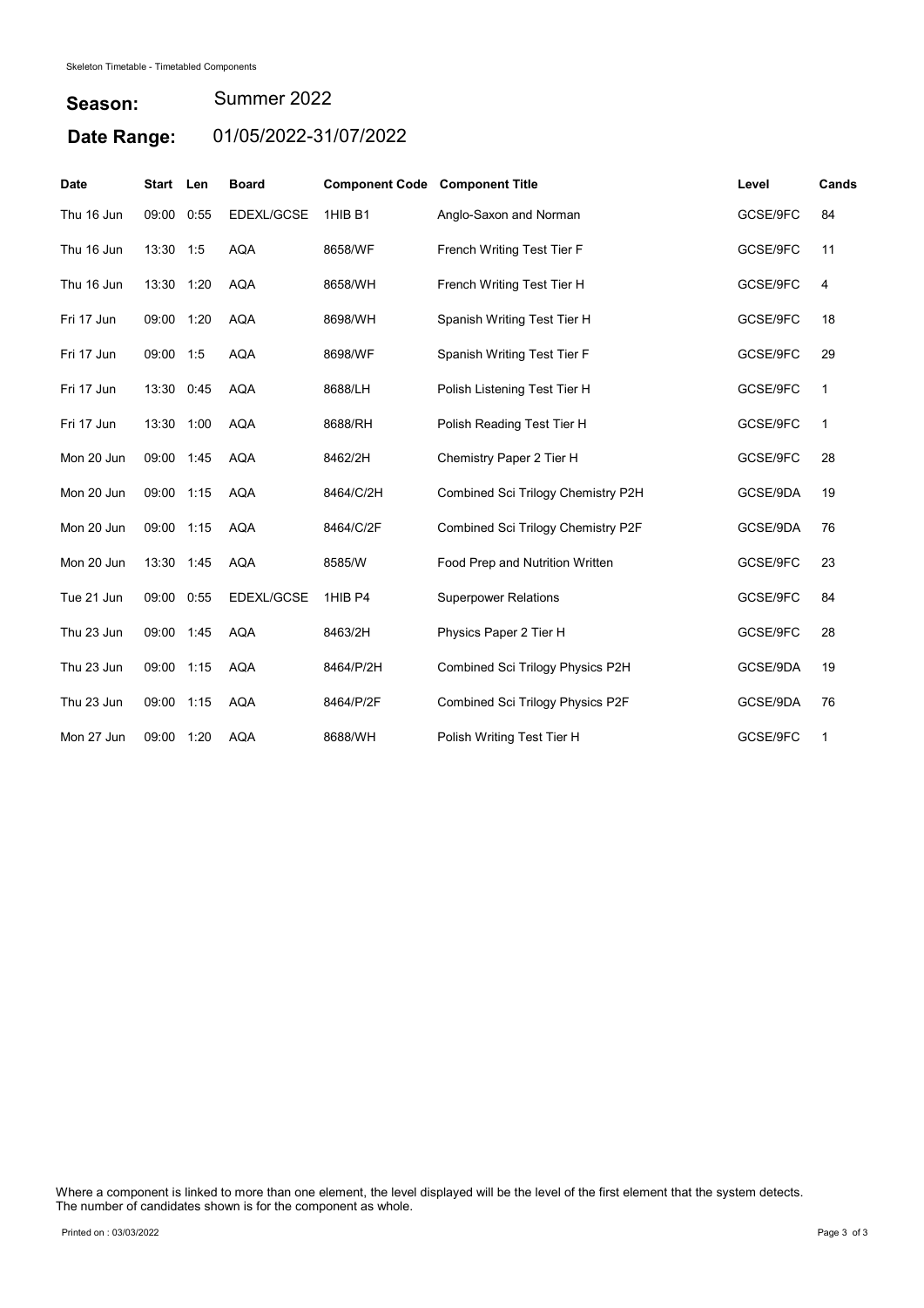Skeleton Timetable - Timetabled Components

**Season:** Summer 2022

**Date Range:** 01/05/2022-31/07/2022

| Date | Start | Len | Board | Component Code | Component Title | Level | Cands |
|---|---|---|---|---|---|---|---|
| Thu 16 Jun | 09:00 | 0:55 | EDEXL/GCSE | 1HIB B1 | Anglo-Saxon and Norman | GCSE/9FC | 84 |
| Thu 16 Jun | 13:30 | 1:5 | AQA | 8658/WF | French Writing Test Tier F | GCSE/9FC | 11 |
| Thu 16 Jun | 13:30 | 1:20 | AQA | 8658/WH | French Writing Test Tier H | GCSE/9FC | 4 |
| Fri 17 Jun | 09:00 | 1:20 | AQA | 8698/WH | Spanish Writing Test Tier H | GCSE/9FC | 18 |
| Fri 17 Jun | 09:00 | 1:5 | AQA | 8698/WF | Spanish Writing Test Tier F | GCSE/9FC | 29 |
| Fri 17 Jun | 13:30 | 0:45 | AQA | 8688/LH | Polish Listening Test Tier H | GCSE/9FC | 1 |
| Fri 17 Jun | 13:30 | 1:00 | AQA | 8688/RH | Polish Reading Test Tier H | GCSE/9FC | 1 |
| Mon 20 Jun | 09:00 | 1:45 | AQA | 8462/2H | Chemistry Paper 2 Tier H | GCSE/9FC | 28 |
| Mon 20 Jun | 09:00 | 1:15 | AQA | 8464/C/2H | Combined Sci Trilogy Chemistry P2H | GCSE/9DA | 19 |
| Mon 20 Jun | 09:00 | 1:15 | AQA | 8464/C/2F | Combined Sci Trilogy Chemistry P2F | GCSE/9DA | 76 |
| Mon 20 Jun | 13:30 | 1:45 | AQA | 8585/W | Food Prep and Nutrition Written | GCSE/9FC | 23 |
| Tue 21 Jun | 09:00 | 0:55 | EDEXL/GCSE | 1HIB P4 | Superpower Relations | GCSE/9FC | 84 |
| Thu 23 Jun | 09:00 | 1:45 | AQA | 8463/2H | Physics Paper 2 Tier H | GCSE/9FC | 28 |
| Thu 23 Jun | 09:00 | 1:15 | AQA | 8464/P/2H | Combined Sci Trilogy Physics P2H | GCSE/9DA | 19 |
| Thu 23 Jun | 09:00 | 1:15 | AQA | 8464/P/2F | Combined Sci Trilogy Physics P2F | GCSE/9DA | 76 |
| Mon 27 Jun | 09:00 | 1:20 | AQA | 8688/WH | Polish Writing Test Tier H | GCSE/9FC | 1 |

Where a component is linked to more than one element, the level displayed will be the level of the first element that the system detects.
The number of candidates shown is for the component as whole.

Printed on : 03/03/2022